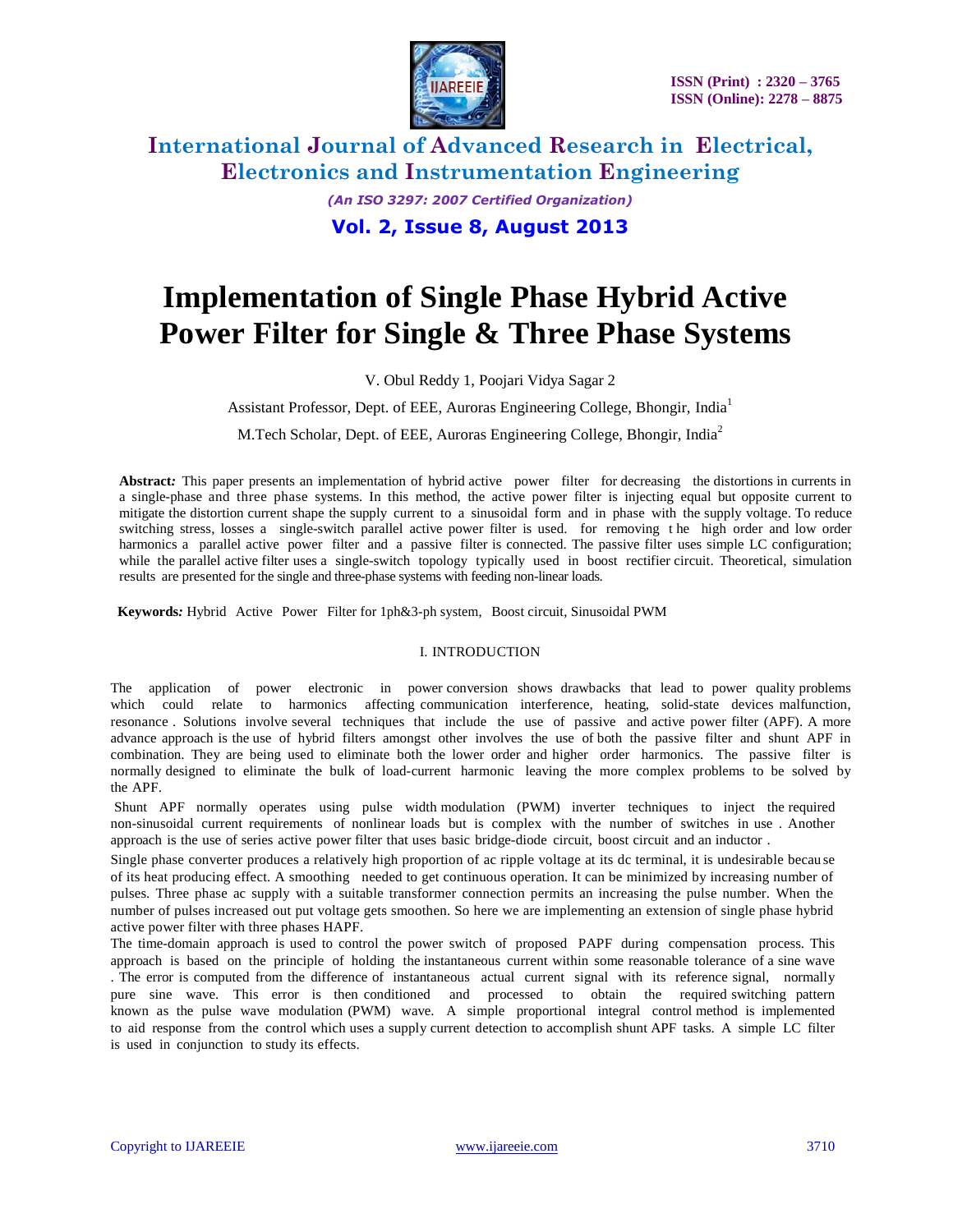# Implementation of Single Phase Hybrid Active Power Filter for Single & Three Phase Systems

V. Obul Reddy 1, Poojari Vidya Sagar 2

Assistant Professor, Dept. of EEE, Auroras Engineering College, Bhongir, India[1]

M.Tech Scholar, Dept. of EEE, Auroras Engineering College, Bhongir, India[2]

**Abstract:** This paper presents an implementation of hybrid active power filter for decreasing the distortions in currents in a single-phase and three phase systems. In this method, the active power filter is injecting equal but opposite current to mitigate the distortion current shape the supply current to a sinusoidal form and in phase with the supply voltage. To reduce switching stress, losses a single-switch parallel active power filter is used. for removing the high order and low order harmonics a parallel active power filter and a passive filter is connected. The passive filter uses simple LC configuration; while the parallel active filter uses a single-switch topology typically used in boost rectifier circuit. Theoretical, simulation results are presented for the single and three-phase systems with feeding non-linear loads.

**Keywords:** Hybrid Active Power Filter for 1ph&3-ph system, Boost circuit, Sinusoidal PWM

## I. INTRODUCTION

The application of power electronic in power conversion shows drawbacks that lead to power quality problems which could relate to harmonics affecting communication interference, heating, solid-state devices malfunction, resonance . Solutions involve several techniques that include the use of passive and active power filter (APF). A more advance approach is the use of hybrid filters amongst other involves the use of both the passive filter and shunt APF in combination. They are being used to eliminate both the lower order and higher order harmonics. The passive filter is normally designed to eliminate the bulk of load-current harmonic leaving the more complex problems to be solved by the APF.

Shunt APF normally operates using pulse width modulation (PWM) inverter techniques to inject the required non-sinusoidal current requirements of nonlinear loads but is complex with the number of switches in use . Another approach is the use of series active power filter that uses basic bridge-diode circuit, boost circuit and an inductor .

Single phase converter produces a relatively high proportion of ac ripple voltage at its dc terminal, it is undesirable because of its heat producing effect. A smoothing needed to get continuous operation. It can be minimized by increasing number of pulses. Three phase ac supply with a suitable transformer connection permits an increasing the pulse number. When the number of pulses increased out put voltage gets smoothen. So here we are implementing an extension of single phase hybrid active power filter with three phases HAPF.

The time-domain approach is used to control the power switch of proposed PAPF during compensation process. This approach is based on the principle of holding the instantaneous current within some reasonable tolerance of a sine wave . The error is computed from the difference of instantaneous actual current signal with its reference signal, normally pure sine wave. This error is then conditioned and processed to obtain the required switching pattern known as the pulse wave modulation (PWM) wave. A simple proportional integral control method is implemented to aid response from the control which uses a supply current detection to accomplish shunt APF tasks. A simple LC filter is used in conjunction to study its effects.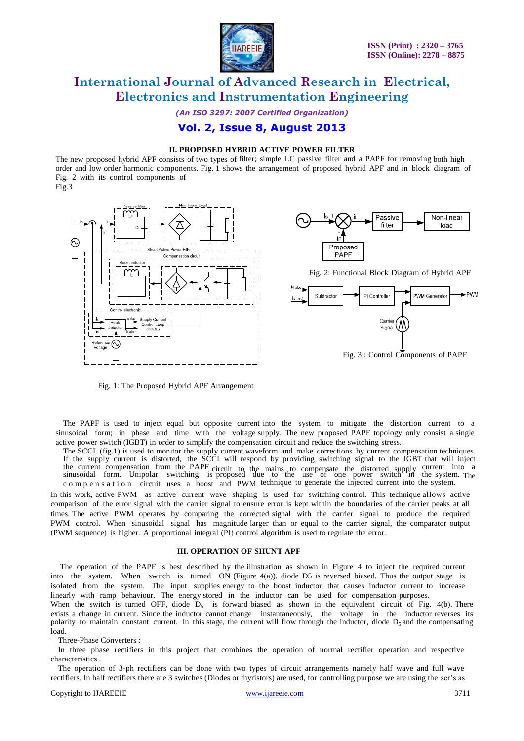## II. PROPOSED HYBRID ACTIVE POWER FILTER

The new proposed hybrid APF consists of two types of filter; simple LC passive filter and a PAPF for removing both high order and low order harmonic components. Fig. 1 shows the arrangement of proposed hybrid APF and in block diagram of Fig. 2 with its control components of Fig.3

Fig. 1: The Proposed Hybrid APF Arrangement

Fig. 2: Functional Block Diagram of Hybrid APF

Fig. 3 : Control Components of PAPF

The PAPF is used to inject equal but opposite current into the system to mitigate the distortion current to a sinusoidal form; in phase and time with the voltage supply. The new proposed PAPF topology only consist a single active power switch (IGBT) in order to simplify the compensation circuit and reduce the switching stress.

The SCCL (fig.1) is used to monitor the supply current waveform and make corrections by current compensation techniques. If the supply current is distorted, the SCCL will respond by providing switching signal to the IGBT that will inject the current compensation from the PAPF circuit to the mains to compensate the distorted supply current into a sinusoidal form. Unipolar switching is proposed due to the use of one power switch in the system. The compensation circuit uses a boost and PWM technique to generate the injected current into the system.

In this work, active PWM as active current wave shaping is used for switching control. This technique allows active comparison of the error signal with the carrier signal to ensure error is kept within the boundaries of the carrier peaks at all times. The active PWM operates by comparing the corrected signal with the carrier signal to produce the required PWM control. When sinusoidal signal has magnitude larger than or equal to the carrier signal, the comparator output (PWM sequence) is higher. A proportional integral (PI) control algorithm is used to regulate the error.

## III. OPERATION OF SHUNT APF

The operation of the PAPF is best described by the illustration as shown in Figure 4 to inject the required current into the system. When switch is turned ON (Figure 4(a)), diode D5 is reversed biased. Thus the output stage is isolated from the system. The input supplies energy to the boost inductor that causes inductor current to increase linearly with ramp behaviour. The energy stored in the inductor can be used for compensation purposes.

When the switch is turned OFF, diode $D_5$ is forward biased as shown in the equivalent circuit of Fig. 4(b). There exists a change in current. Since the inductor cannot change instantaneously, the voltage in the inductor reverses its polarity to maintain constant current. In this stage, the current will flow through the inductor, diode $D_5$ and the compensating load.

Three-Phase Converters :

In three phase rectifiers in this project that combines the operation of normal rectifier operation and respective characteristics .

The operation of 3-ph rectifiers can be done with two types of circuit arrangements namely half wave and full wave rectifiers. In half rectifiers there are 3 switches (Diodes or thyristors) are used, for controlling purpose we are using the scr's as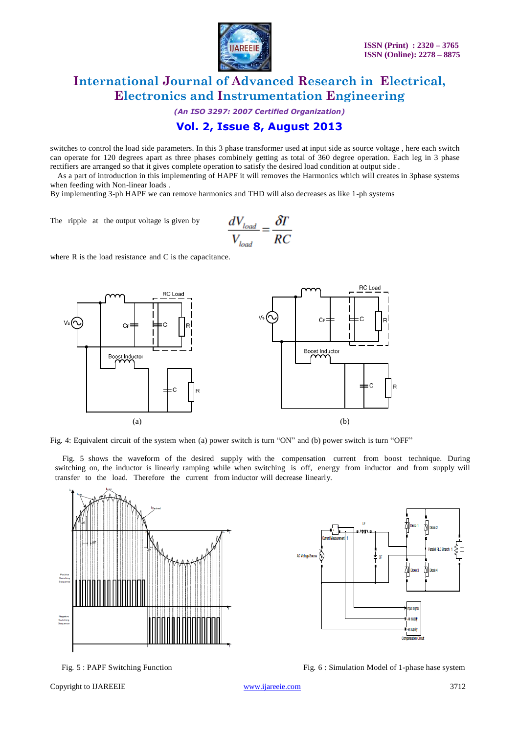switches to control the load side parameters. In this 3 phase transformer used at input side as source voltage , here each switch can operate for 120 degrees apart as three phases combinely getting as total of 360 degree operation. Each leg in 3 phase rectifiers are arranged so that it gives complete operation to satisfy the desired load condition at output side .

As a part of introduction in this implementing of HAPF it will removes the Harmonics which will creates in 3phase systems when feeding with Non-linear loads .

By implementing 3-ph HAPF we can remove harmonics and THD will also decreases as like 1-ph systems

The ripple at the output voltage is given by

$$\frac{dV_{load}}{V_{load}} = \frac{\delta T}{RC}$$

where R is the load resistance and C is the capacitance.

(a) (b)

Fig. 4: Equivalent circuit of the system when (a) power switch is turn "ON" and (b) power switch is turn "OFF"

Fig. 5 shows the waveform of the desired supply with the compensation current from boost technique. During switching on, the inductor is linearly ramping while when switching is off, energy from inductor and from supply will transfer to the load. Therefore the current from inductor will decrease linearly.

Fig. 5 : PAPF Switching Function

Fig. 6 : Simulation Model of 1-phase hase system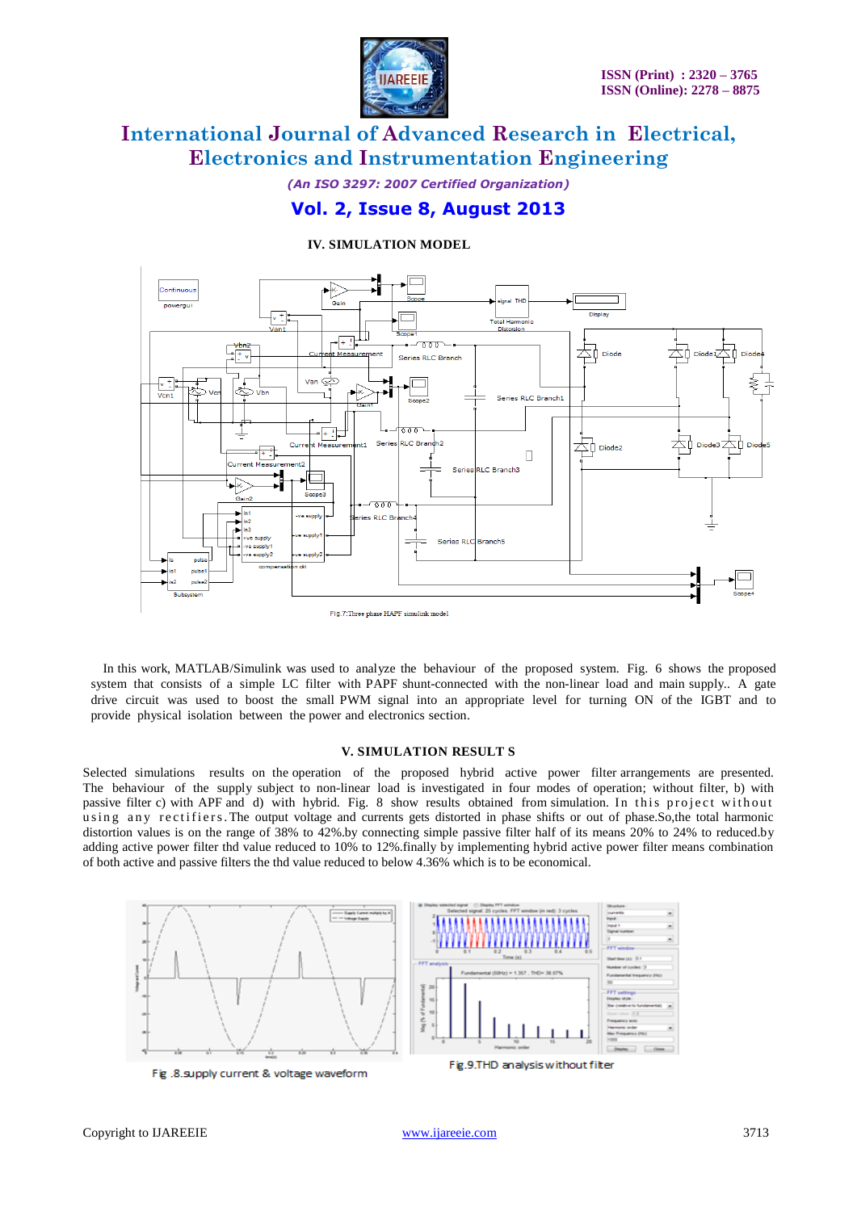## IV. SIMULATION MODEL

Fig.7:Three phase HAPF simulink model

In this work, MATLAB/Simulink was used to analyze the behaviour of the proposed system. Fig. 6 shows the proposed system that consists of a simple LC filter with PAPF shunt-connected with the non-linear load and main supply.. A gate drive circuit was used to boost the small PWM signal into an appropriate level for turning ON of the IGBT and to provide physical isolation between the power and electronics section.

## V. SIMULATION RESULT S

Selected simulations results on the operation of the proposed hybrid active power filter arrangements are presented. The behaviour of the supply subject to non-linear load is investigated in four modes of operation; without filter, b) with passive filter c) with APF and d) with hybrid. Fig. 8 show results obtained from simulation. In this project without using any rectifiers. The output voltage and currents gets distorted in phase shifts or out of phase.So,the total harmonic distortion values is on the range of 38% to 42%.by connecting simple passive filter half of its means 20% to 24% to reduced.by adding active power filter thd value reduced to 10% to 12%.finally by implementing hybrid active power filter means combination of both active and passive filters the thd value reduced to below 4.36% which is to be economical.

Fig .8.supply current & voltage waveform

Fig.9.THD analysis without filter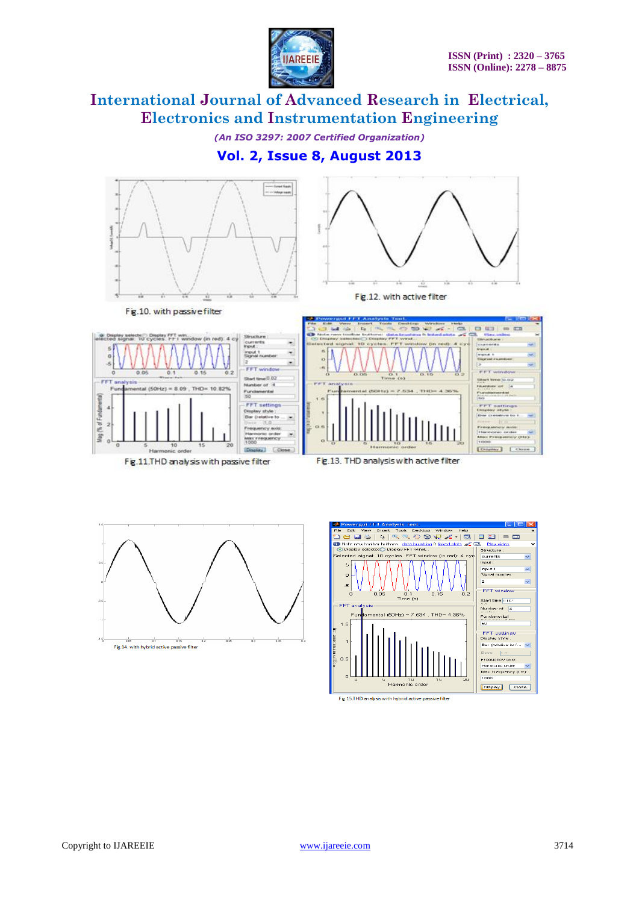Fig.10. with passive filter

Fig.12. with active filter

Fig.11.THD analysis with passive filter

Fig.13. THD analysis with active filter

Fig.14. with hybrid active passive filter

Fig.15.THD analysis with hybrid active passive filter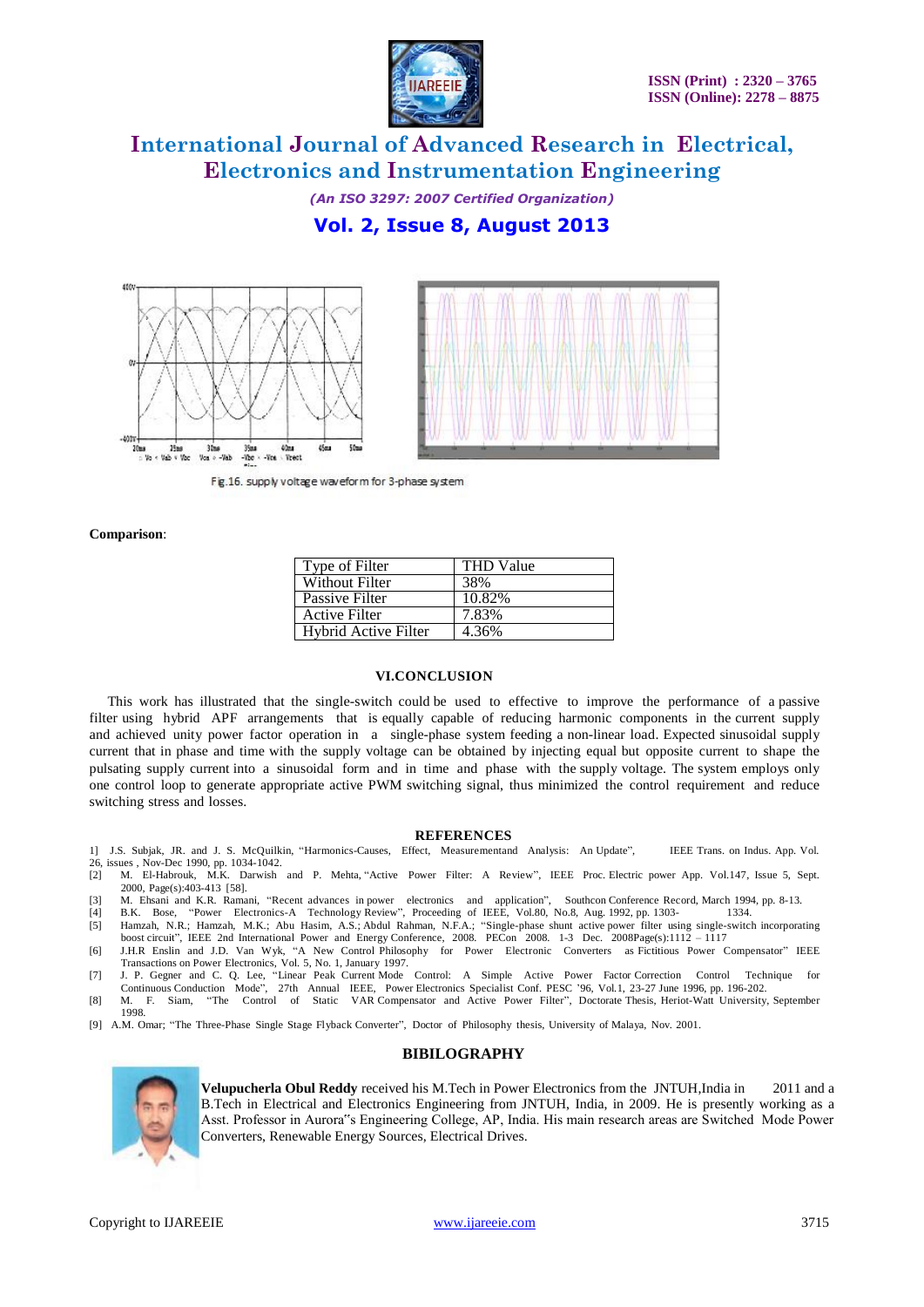Fig.16. supply voltage waveform for 3-phase system

**Comparison**:

| Type of Filter | THD Value |
|---|---|
| Without Filter | 38% |
| Passive Filter | 10.82% |
| Active Filter | 7.83% |
| Hybrid Active Filter | 4.36% |

## VI.CONCLUSION

This work has illustrated that the single-switch could be used to effective to improve the performance of a passive filter using hybrid APF arrangements that is equally capable of reducing harmonic components in the current supply and achieved unity power factor operation in a single-phase system feeding a non-linear load. Expected sinusoidal supply current that in phase and time with the supply voltage can be obtained by injecting equal but opposite current to shape the pulsating supply current into a sinusoidal form and in time and phase with the supply voltage. The system employs only one control loop to generate appropriate active PWM switching signal, thus minimized the control requirement and reduce switching stress and losses.

## REFERENCES

1] J.S. Subjak, JR. and J. S. McQuilkin, "Harmonics-Causes, Effect, Measurementand Analysis: An Update", IEEE Trans. on Indus. App. Vol. 26, issues , Nov-Dec 1990, pp. 1034-1042.

[2] M. El-Habrouk, M.K. Darwish and P. Mehta, "Active Power Filter: A Review", IEEE Proc. Electric power App. Vol.147, Issue 5, Sept. 2000, Page(s):403-413 [58].

[3] M. Ehsani and K.R. Ramani, "Recent advances in power electronics and application", Southcon Conference Record, March 1994, pp. 8-13.

[4] B.K. Bose, "Power Electronics-A Technology Review", Proceeding of IEEE, Vol.80, No.8, Aug. 1992, pp. 1303- 1334.

[5] Hamzah, N.R.; Hamzah, M.K.; Abu Hasim, A.S.; Abdul Rahman, N.F.A.; "Single-phase shunt active power filter using single-switch incorporating boost circuit", IEEE 2nd International Power and Energy Conference, 2008. PECon 2008. 1-3 Dec. 2008Page(s):1112 – 1117

[6] J.H.R Enslin and J.D. Van Wyk, "A New Control Philosophy for Power Electronic Converters as Fictitious Power Compensator" IEEE Transactions on Power Electronics, Vol. 5, No. 1, January 1997.

[7] J. P. Gegner and C. Q. Lee, "Linear Peak Current Mode Control: A Simple Active Power Factor Correction Control Technique for Continuous Conduction Mode", 27th Annual IEEE, Power Electronics Specialist Conf. PESC '96, Vol.1, 23-27 June 1996, pp. 196-202.

[8] M. F. Siam, "The Control of Static VAR Compensator and Active Power Filter", Doctorate Thesis, Heriot-Watt University, September 1998.

[9] A.M. Omar; "The Three-Phase Single Stage Flyback Converter", Doctor of Philosophy thesis, University of Malaya, Nov. 2001.

## BIBILOGRAPHY

**Velupucherla Obul Reddy** received his M.Tech in Power Electronics from the JNTUH,India in 2011 and a B.Tech in Electrical and Electronics Engineering from JNTUH, India, in 2009. He is presently working as a Asst. Professor in Aurora"s Engineering College, AP, India. His main research areas are Switched Mode Power Converters, Renewable Energy Sources, Electrical Drives.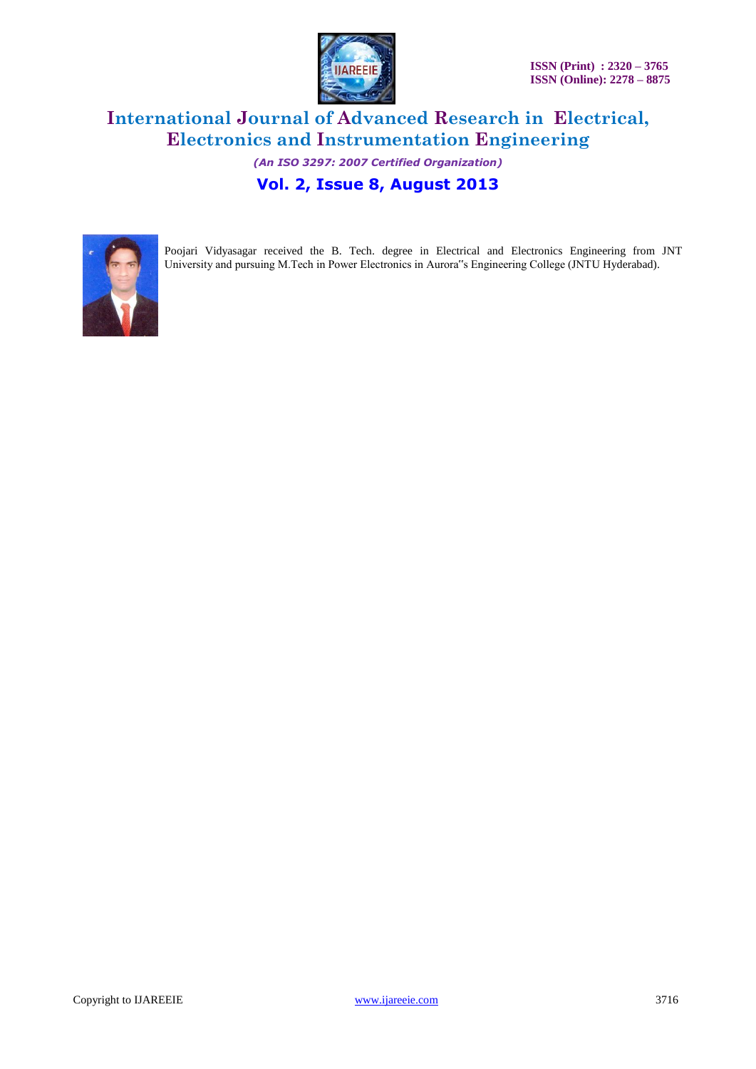Poojari Vidyasagar received the B. Tech. degree in Electrical and Electronics Engineering from JNT University and pursuing M.Tech in Power Electronics in Aurora"s Engineering College (JNTU Hyderabad).